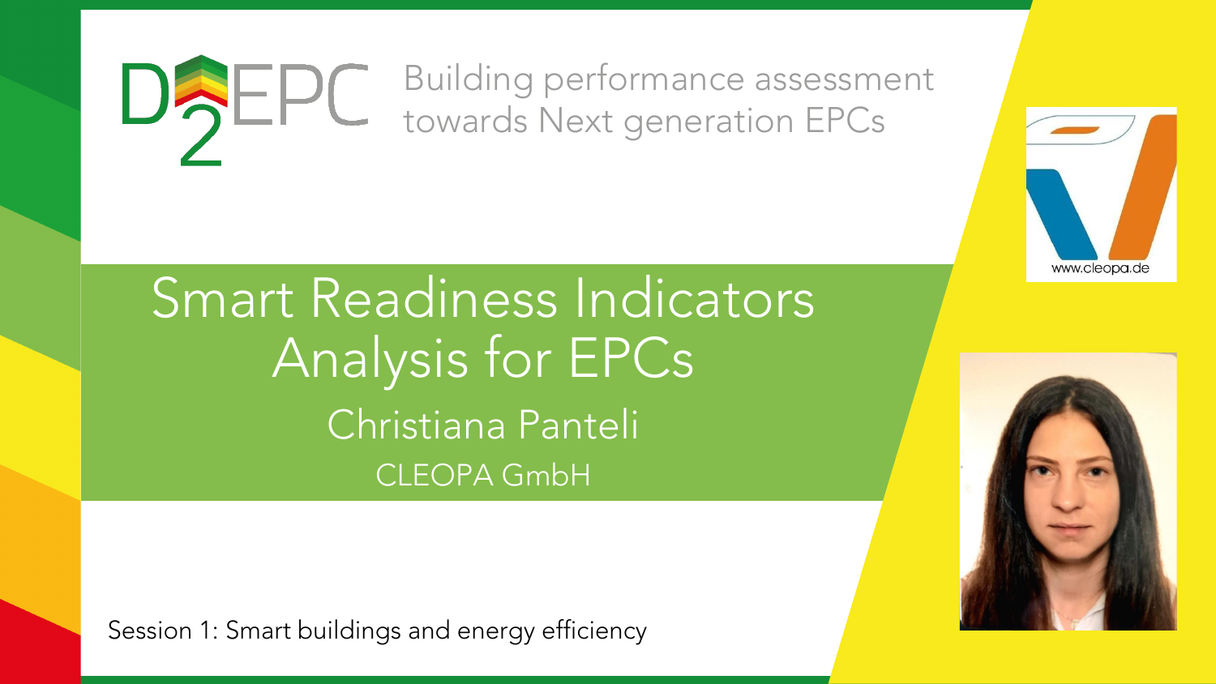D2EPC Building performance assessment towards Next generation EPCs

# Smart Readiness Indicators Analysis for EPCs

Christiana Panteli

CLEOPA GmbH

www.cleopa.de

Session 1: Smart buildings and energy efficiency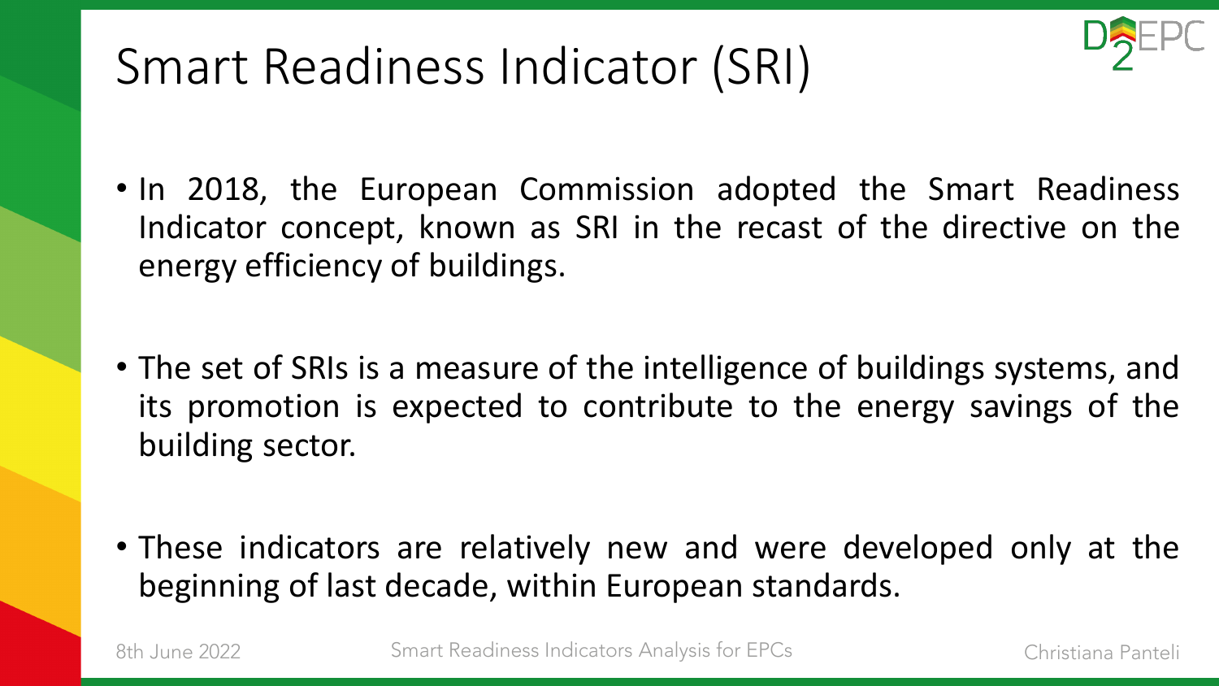# Smart Readiness Indicator (SRI)

- In 2018, the European Commission adopted the Smart Readiness Indicator concept, known as SRI in the recast of the directive on the energy efficiency of buildings.

- The set of SRIs is a measure of the intelligence of buildings systems, and its promotion is expected to contribute to the energy savings of the building sector.

- These indicators are relatively new and were developed only at the beginning of last decade, within European standards.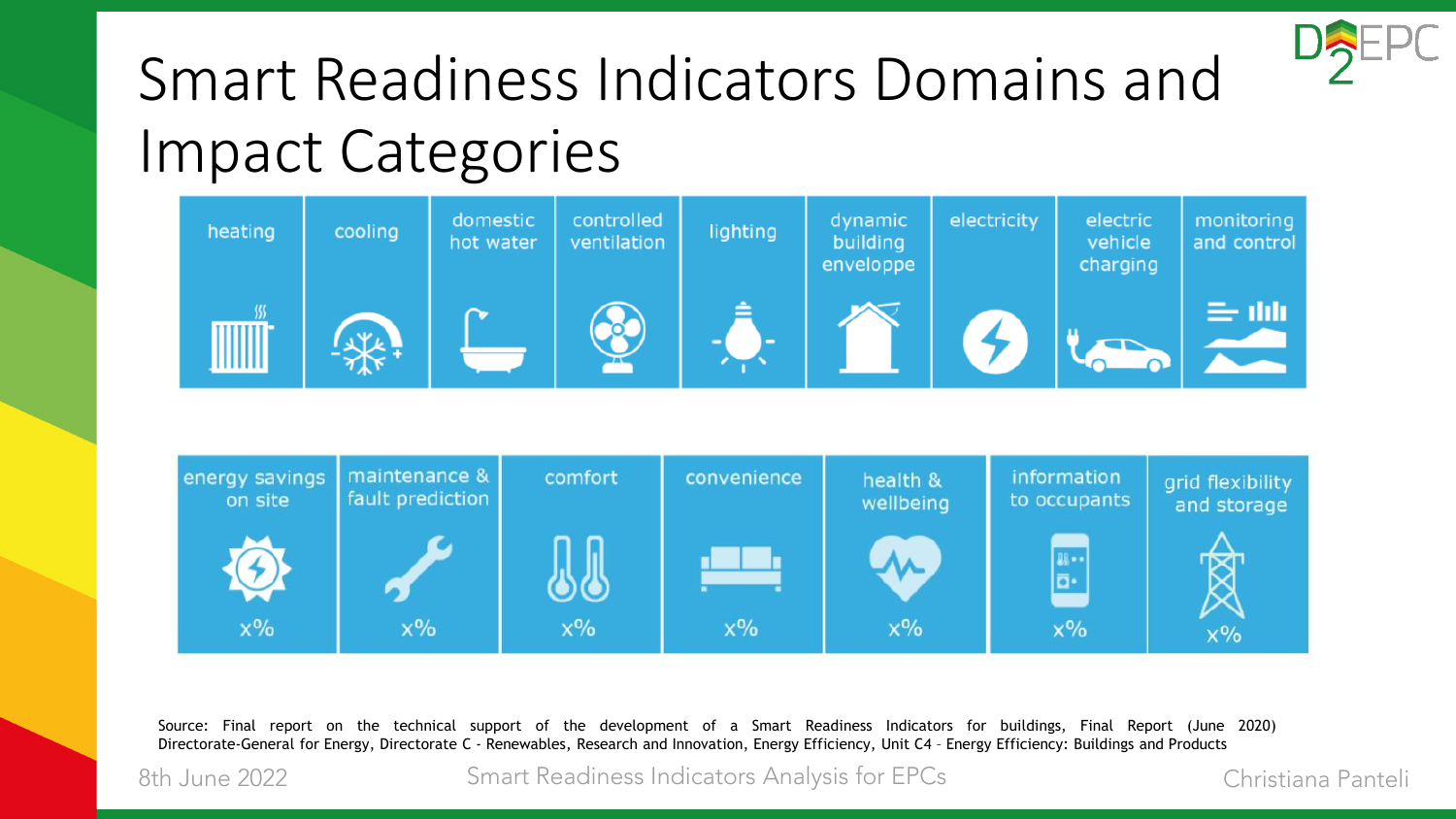# Smart Readiness Indicators Domains and Impact Categories

| heating | cooling | domestic hot water | controlled ventilation | lighting | dynamic building enveloppe | electricity | electric vehicle charging | monitoring and control |
|---|---|---|---|---|---|---|---|---|

| energy savings on site | maintenance & fault prediction | comfort | convenience | health & wellbeing | information to occupants | grid flexibility and storage |
|---|---|---|---|---|---|---|
| x% | x% | x% | x% | x% | x% | x% |

Source: Final report on the technical support of the development of a Smart Readiness Indicators for buildings, Final Report (June 2020) Directorate-General for Energy, Directorate C - Renewables, Research and Innovation, Energy Efficiency, Unit C4 – Energy Efficiency: Buildings and Products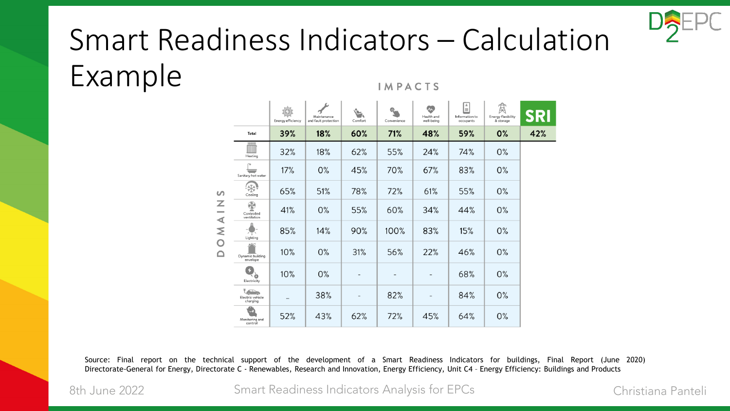# Smart Readiness Indicators – Calculation Example

IMPACTS

| DOMAINS | Energy efficiency | Maintenance and fault protection | Comfort | Convenience | Health and well-being | Information to occupants | Energy flexibility & storage | SRI |
|---|---|---|---|---|---|---|---|---|
| Total | **39%** | **18%** | **60%** | **71%** | **48%** | **59%** | **0%** | **42%** |
| Heating | 32% | 18% | 62% | 55% | 24% | 74% | 0% | |
| Sanitary hot water | 17% | 0% | 45% | 70% | 67% | 83% | 0% | |
| Cooling | 65% | 51% | 78% | 72% | 61% | 55% | 0% | |
| Controlled ventilation | 41% | 0% | 55% | 60% | 34% | 44% | 0% | |
| Lighting | 85% | 14% | 90% | 100% | 83% | 15% | 0% | |
| Dynamic building envelope | 10% | 0% | 31% | 56% | 22% | 46% | 0% | |
| Electricity | 10% | 0% | - | - | - | 68% | 0% | |
| Electric vehicle charging | - | 38% | - | 82% | - | 84% | 0% | |
| Monitoring and control | 52% | 43% | 62% | 72% | 45% | 64% | 0% | |

Source: Final report on the technical support of the development of a Smart Readiness Indicators for buildings, Final Report (June 2020) Directorate-General for Energy, Directorate C - Renewables, Research and Innovation, Energy Efficiency, Unit C4 – Energy Efficiency: Buildings and Products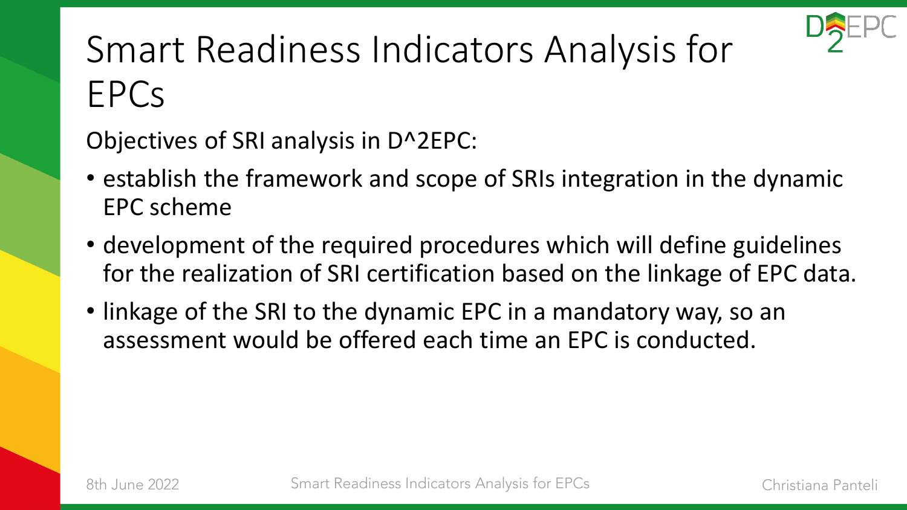# Smart Readiness Indicators Analysis for EPCs

Objectives of SRI analysis in D^2EPC:

- establish the framework and scope of SRIs integration in the dynamic EPC scheme
- development of the required procedures which will define guidelines for the realization of SRI certification based on the linkage of EPC data.
- linkage of the SRI to the dynamic EPC in a mandatory way, so an assessment would be offered each time an EPC is conducted.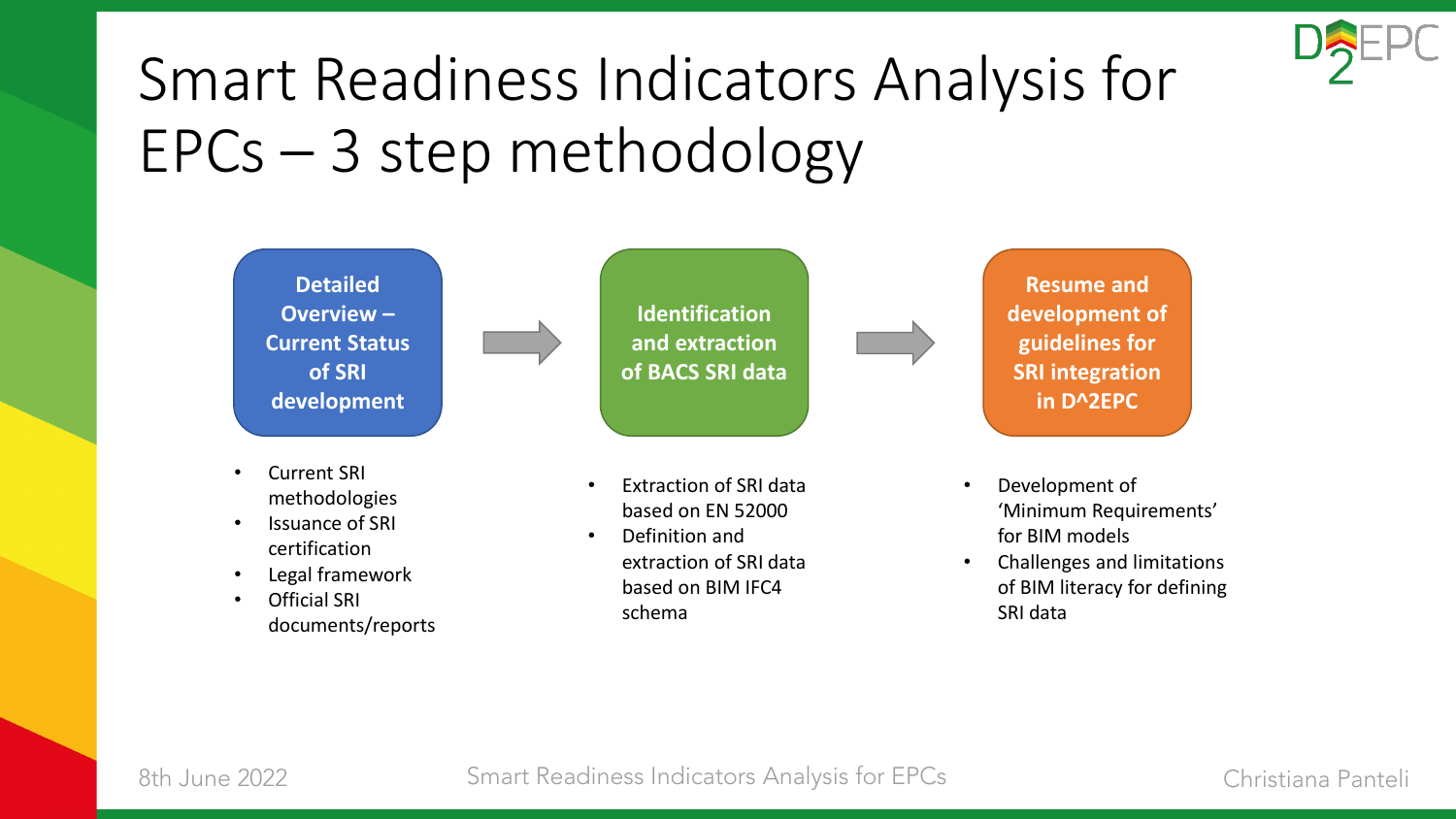# Smart Readiness Indicators Analysis for EPCs – 3 step methodology

**Detailed Overview – Current Status of SRI development**

- Current SRI methodologies
- Issuance of SRI certification
- Legal framework
- Official SRI documents/reports

**Identification and extraction of BACS SRI data**

- Extraction of SRI data based on EN 52000
- Definition and extraction of SRI data based on BIM IFC4 schema

**Resume and development of guidelines for SRI integration in D^2EPC**

- Development of ‘Minimum Requirements’ for BIM models
- Challenges and limitations of BIM literacy for defining SRI data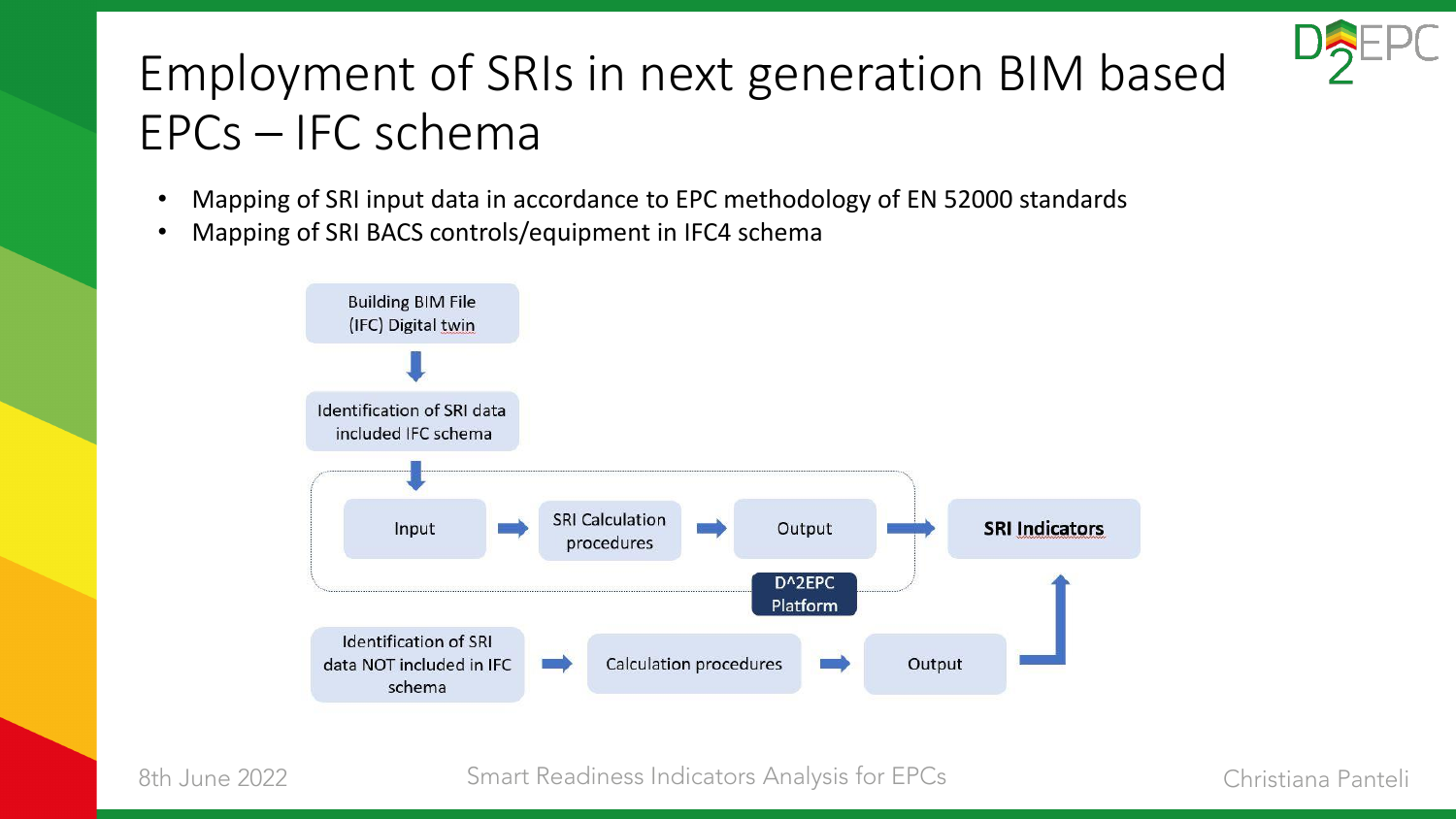# Employment of SRIs in next generation BIM based EPCs – IFC schema

- Mapping of SRI input data in accordance to EPC methodology of EN 52000 standards
- Mapping of SRI BACS controls/equipment in IFC4 schema

Building BIM File (IFC) Digital twin

↓

Identification of SRI data included IFC schema

↓

Input → SRI Calculation procedures → Output → **SRI Indicators**

D^2EPC Platform

Identification of SRI data NOT included in IFC schema → Calculation procedures → Output → **SRI Indicators**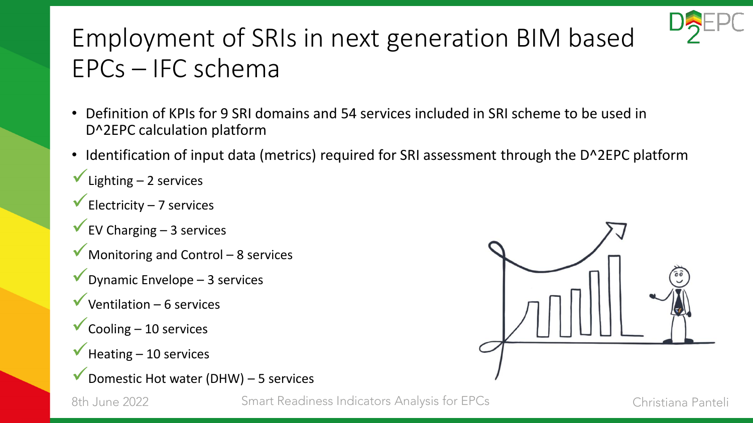# Employment of SRIs in next generation BIM based EPCs – IFC schema

- Definition of KPIs for 9 SRI domains and 54 services included in SRI scheme to be used in D^2EPC calculation platform
- Identification of input data (metrics) required for SRI assessment through the D^2EPC platform

✓ Lighting – 2 services

✓ Electricity – 7 services

✓ EV Charging – 3 services

✓ Monitoring and Control – 8 services

✓ Dynamic Envelope – 3 services

✓ Ventilation – 6 services

✓ Cooling – 10 services

✓ Heating – 10 services

✓ Domestic Hot water (DHW) – 5 services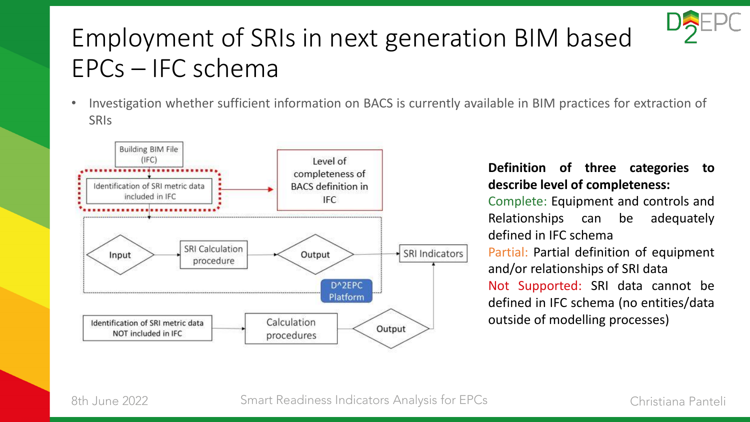# Employment of SRIs in next generation BIM based EPCs – IFC schema

- Investigation whether sufficient information on BACS is currently available in BIM practices for extraction of SRIs

Building BIM File (IFC)

Identification of SRI metric data included in IFC

Level of completeness of BACS definition in IFC

Input

SRI Calculation procedure

Output

SRI Indicators

D^2EPC Platform

Identification of SRI metric data NOT included in IFC

Calculation procedures

Output

**Definition of three categories to describe level of completeness:**

Complete: Equipment and controls and Relationships can be adequately defined in IFC schema

Partial: Partial definition of equipment and/or relationships of SRI data

Not Supported: SRI data cannot be defined in IFC schema (no entities/data outside of modelling processes)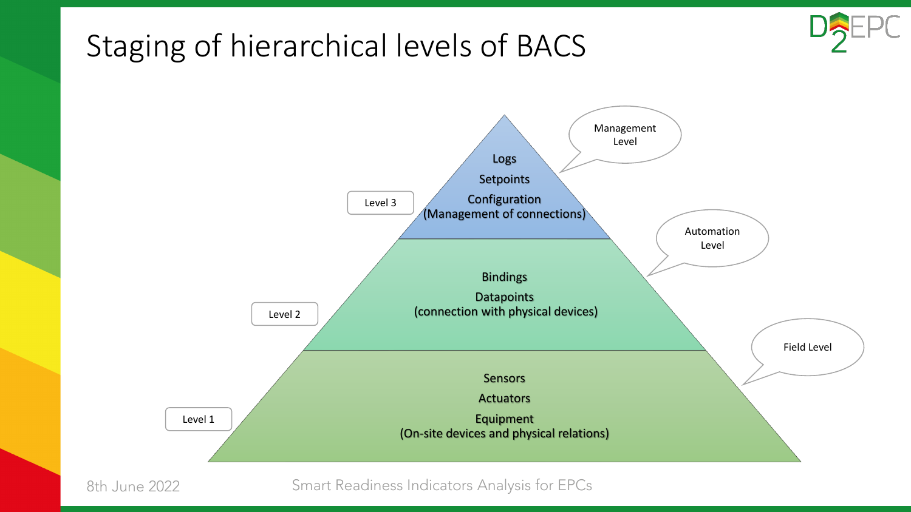# Staging of hierarchical levels of BACS

**Level 3** — Management Level

- Logs
- Setpoints
- Configuration (Management of connections)

**Level 2** — Automation Level

- Bindings
- Datapoints (connection with physical devices)

**Level 1** — Field Level

- Sensors
- Actuators
- Equipment (On-site devices and physical relations)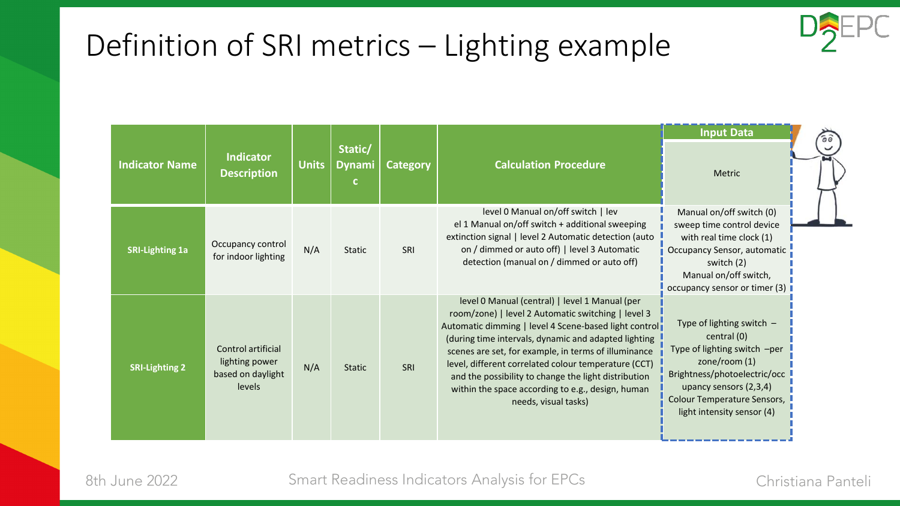# Definition of SRI metrics – Lighting example

| Indicator Name | Indicator Description | Units | Static/ Dynamic | Category | Calculation Procedure | Input Data |
|---|---|---|---|---|---|---|
| | | | | | | Metric |
| **SRI-Lighting 1a** | Occupancy control for indoor lighting | N/A | Static | SRI | level 0 Manual on/off switch \| level 1 Manual on/off switch + additional sweeping extinction signal \| level 2 Automatic detection (auto on / dimmed or auto off) \| level 3 Automatic detection (manual on / dimmed or auto off) | Manual on/off switch (0) sweep time control device with real time clock (1) Occupancy Sensor, automatic switch (2) Manual on/off switch, occupancy sensor or timer (3) |
| **SRI-Lighting 2** | Control artificial lighting power based on daylight levels | N/A | Static | SRI | level 0 Manual (central) \| level 1 Manual (per room/zone) \| level 2 Automatic switching \| level 3 Automatic dimming \| level 4 Scene-based light control (during time intervals, dynamic and adapted lighting scenes are set, for example, in terms of illuminance level, different correlated colour temperature (CCT) and the possibility to change the light distribution within the space according to e.g., design, human needs, visual tasks) | Type of lighting switch – central (0) Type of lighting switch –per zone/room (1) Brightness/photoelectric/occupancy sensors (2,3,4) Colour Temperature Sensors, light intensity sensor (4) |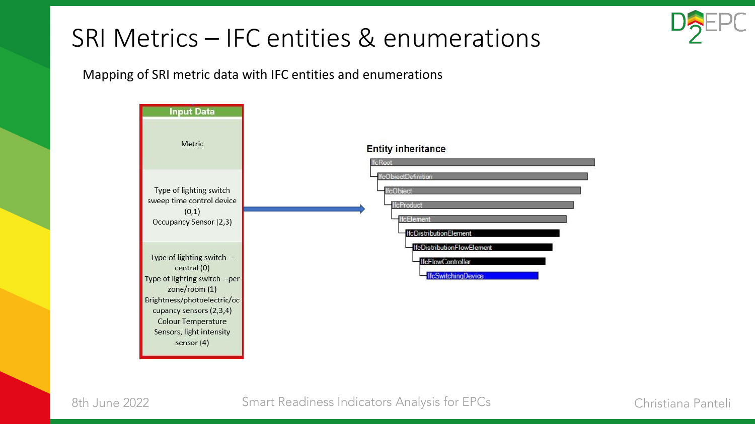# SRI Metrics – IFC entities & enumerations

Mapping of SRI metric data with IFC entities and enumerations

| Input Data |
| --- |
| Metric |
| Type of lighting switch sweep time control device (0,1) Occupancy Sensor (2,3) |
| Type of lighting switch – central (0) Type of lighting switch –per zone/room (1) Brightness/photoelectric/occupancy sensors (2,3,4) Colour Temperature Sensors, light intensity sensor (4) |

**Entity inheritance**

- IfcRoot
  - IfcObjectDefinition
    - IfcObject
      - IfcProduct
        - IfcElement
          - IfcDistributionElement
            - IfcDistributionFlowElement
              - IfcFlowController
                - IfcSwitchingDevice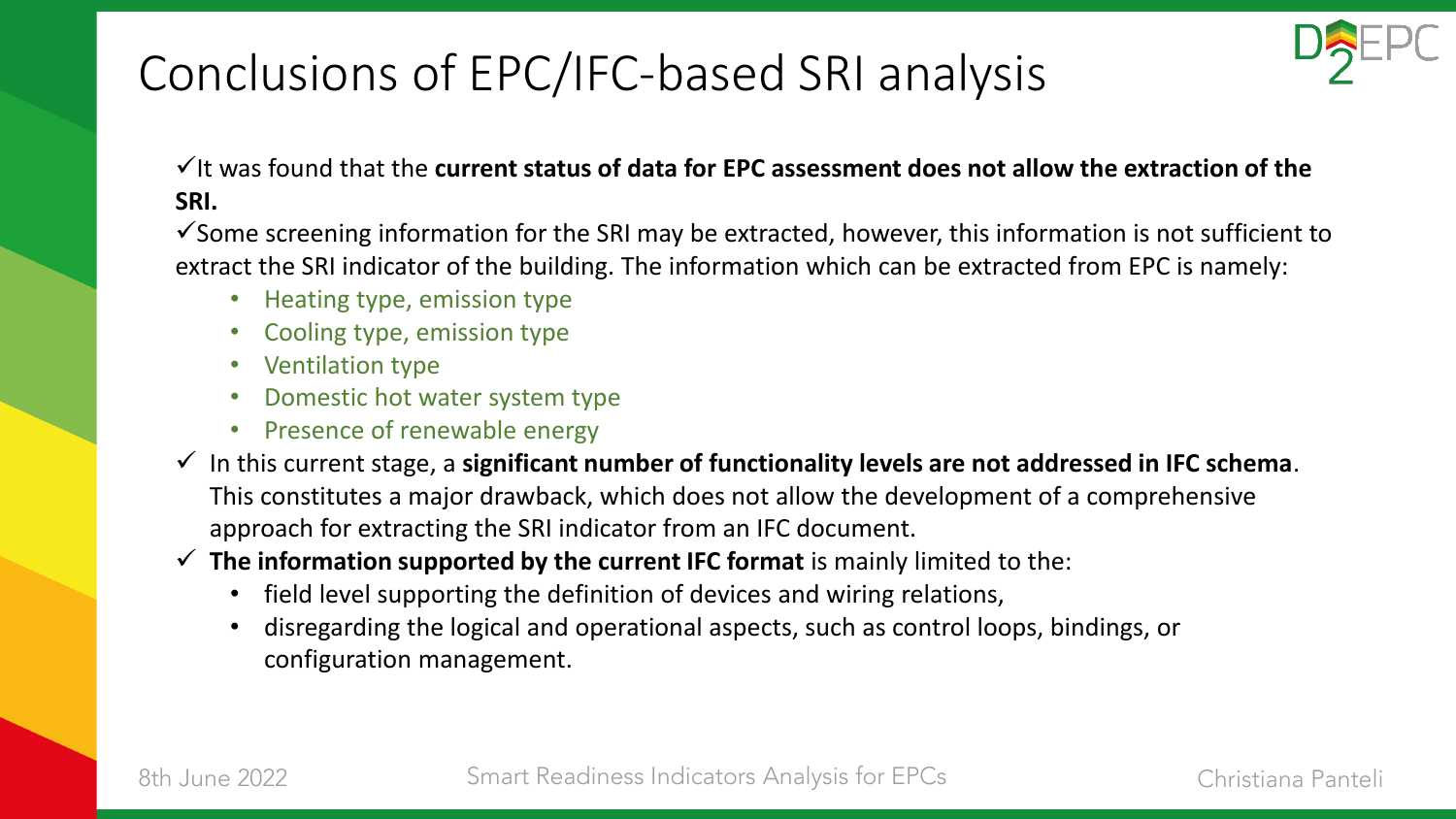# Conclusions of EPC/IFC-based SRI analysis

✓It was found that the **current status of data for EPC assessment does not allow the extraction of the SRI.**

✓Some screening information for the SRI may be extracted, however, this information is not sufficient to extract the SRI indicator of the building. The information which can be extracted from EPC is namely:

- Heating type, emission type
- Cooling type, emission type
- Ventilation type
- Domestic hot water system type
- Presence of renewable energy

✓ In this current stage, a **significant number of functionality levels are not addressed in IFC schema**. This constitutes a major drawback, which does not allow the development of a comprehensive approach for extracting the SRI indicator from an IFC document.

✓ **The information supported by the current IFC format** is mainly limited to the:

- field level supporting the definition of devices and wiring relations,
- disregarding the logical and operational aspects, such as control loops, bindings, or configuration management.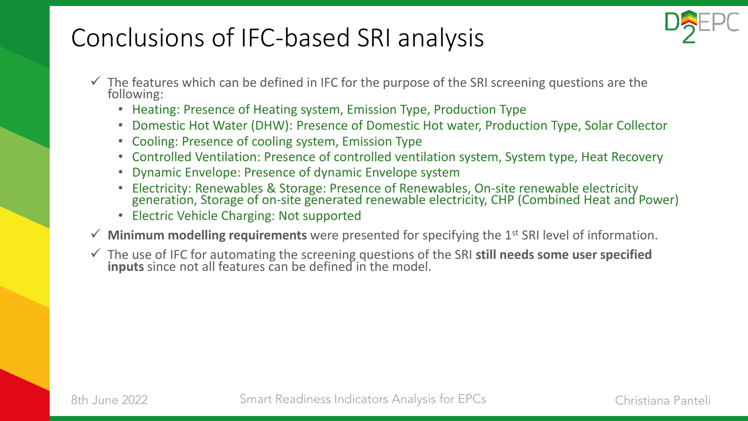# Conclusions of IFC-based SRI analysis

- ✓ The features which can be defined in IFC for the purpose of the SRI screening questions are the following:
  - Heating: Presence of Heating system, Emission Type, Production Type
  - Domestic Hot Water (DHW): Presence of Domestic Hot water, Production Type, Solar Collector
  - Cooling: Presence of cooling system, Emission Type
  - Controlled Ventilation: Presence of controlled ventilation system, System type, Heat Recovery
  - Dynamic Envelope: Presence of dynamic Envelope system
  - Electricity: Renewables & Storage: Presence of Renewables, On-site renewable electricity generation, Storage of on-site generated renewable electricity, CHP (Combined Heat and Power)
  - Electric Vehicle Charging: Not supported
- ✓ **Minimum modelling requirements** were presented for specifying the 1st SRI level of information.
- ✓ The use of IFC for automating the screening questions of the SRI **still needs some user specified inputs** since not all features can be defined in the model.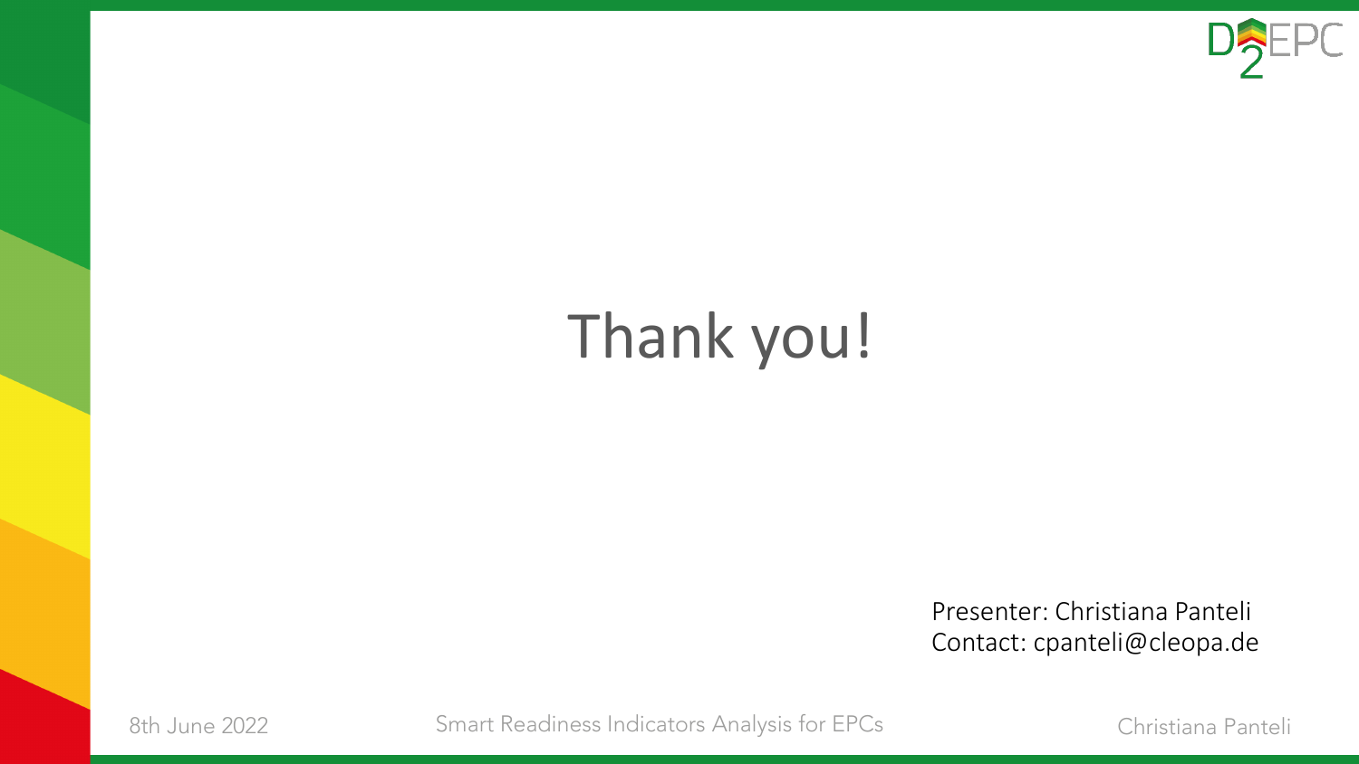# Thank you!

Presenter: Christiana Panteli
Contact: cpanteli@cleopa.de